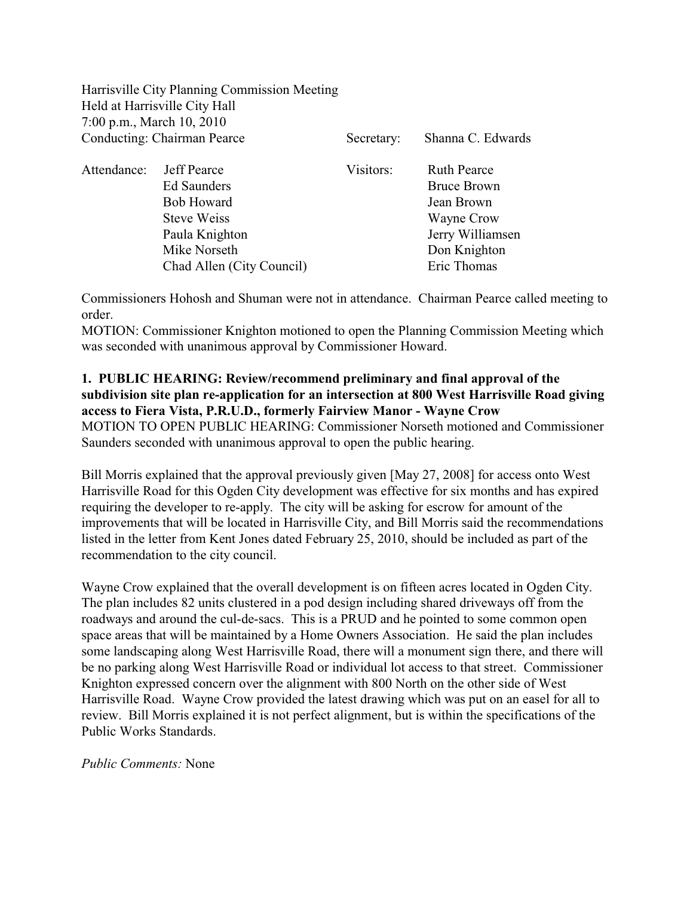Harrisville City Planning Commission Meeting
Held at Harrisville City Hall
7:00 p.m., March 10, 2010
Conducting: Chairman Pearce

Secretary: Shanna C. Edwards

| Attendance: | Visitors: |
|---|---|
| Jeff Pearce | Ruth Pearce |
| Ed Saunders | Bruce Brown |
| Bob Howard | Jean Brown |
| Steve Weiss | Wayne Crow |
| Paula Knighton | Jerry Williamsen |
| Mike Norseth | Don Knighton |
| Chad Allen (City Council) | Eric Thomas |

Commissioners Hohosh and Shuman were not in attendance. Chairman Pearce called meeting to order.
MOTION: Commissioner Knighton motioned to open the Planning Commission Meeting which was seconded with unanimous approval by Commissioner Howard.

**1. PUBLIC HEARING: Review/recommend preliminary and final approval of the subdivision site plan re-application for an intersection at 800 West Harrisville Road giving access to Fiera Vista, P.R.U.D., formerly Fairview Manor - Wayne Crow**
MOTION TO OPEN PUBLIC HEARING: Commissioner Norseth motioned and Commissioner Saunders seconded with unanimous approval to open the public hearing.

Bill Morris explained that the approval previously given [May 27, 2008] for access onto West Harrisville Road for this Ogden City development was effective for six months and has expired requiring the developer to re-apply. The city will be asking for escrow for amount of the improvements that will be located in Harrisville City, and Bill Morris said the recommendations listed in the letter from Kent Jones dated February 25, 2010, should be included as part of the recommendation to the city council.

Wayne Crow explained that the overall development is on fifteen acres located in Ogden City. The plan includes 82 units clustered in a pod design including shared driveways off from the roadways and around the cul-de-sacs. This is a PRUD and he pointed to some common open space areas that will be maintained by a Home Owners Association. He said the plan includes some landscaping along West Harrisville Road, there will a monument sign there, and there will be no parking along West Harrisville Road or individual lot access to that street. Commissioner Knighton expressed concern over the alignment with 800 North on the other side of West Harrisville Road. Wayne Crow provided the latest drawing which was put on an easel for all to review. Bill Morris explained it is not perfect alignment, but is within the specifications of the Public Works Standards.

*Public Comments:* None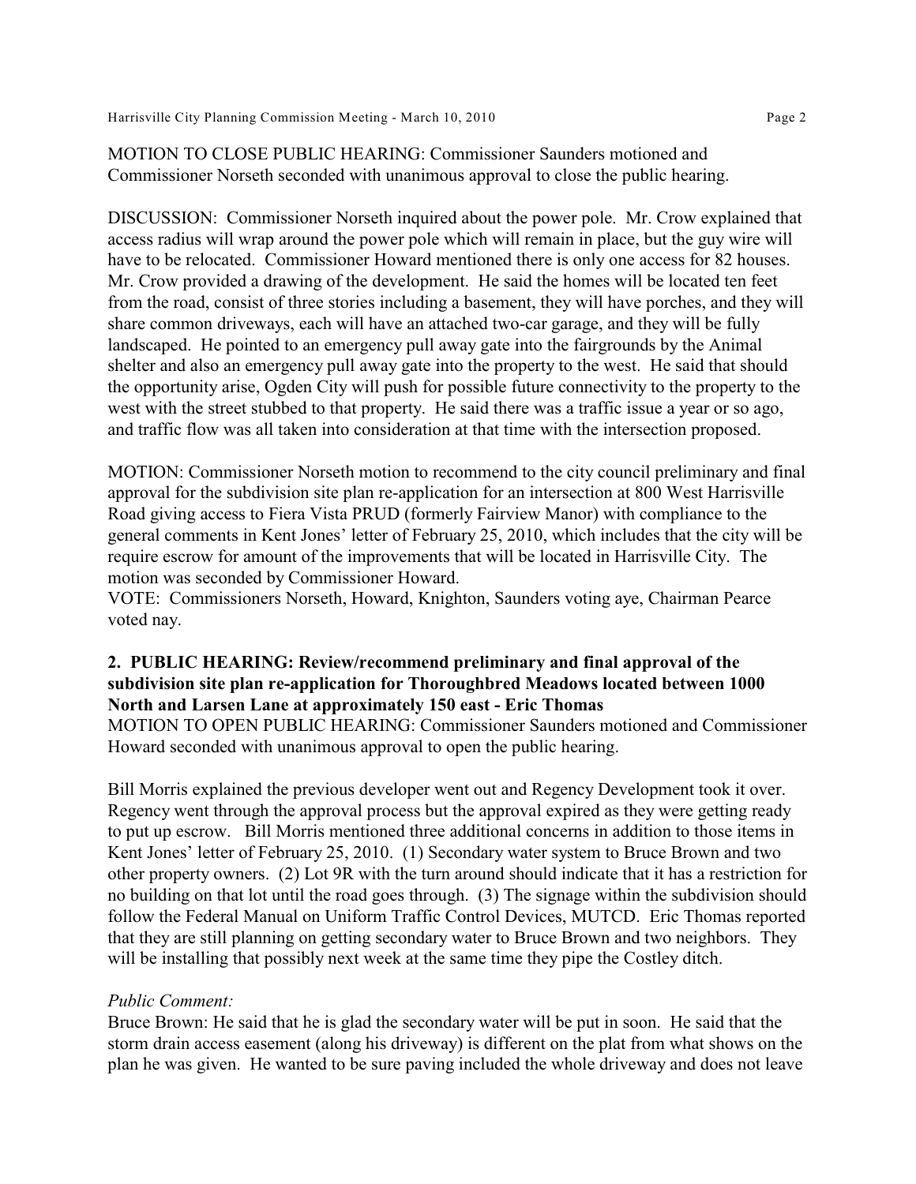MOTION TO CLOSE PUBLIC HEARING: Commissioner Saunders motioned and Commissioner Norseth seconded with unanimous approval to close the public hearing.

DISCUSSION: Commissioner Norseth inquired about the power pole. Mr. Crow explained that access radius will wrap around the power pole which will remain in place, but the guy wire will have to be relocated. Commissioner Howard mentioned there is only one access for 82 houses. Mr. Crow provided a drawing of the development. He said the homes will be located ten feet from the road, consist of three stories including a basement, they will have porches, and they will share common driveways, each will have an attached two-car garage, and they will be fully landscaped. He pointed to an emergency pull away gate into the fairgrounds by the Animal shelter and also an emergency pull away gate into the property to the west. He said that should the opportunity arise, Ogden City will push for possible future connectivity to the property to the west with the street stubbed to that property. He said there was a traffic issue a year or so ago, and traffic flow was all taken into consideration at that time with the intersection proposed.

MOTION: Commissioner Norseth motion to recommend to the city council preliminary and final approval for the subdivision site plan re-application for an intersection at 800 West Harrisville Road giving access to Fiera Vista PRUD (formerly Fairview Manor) with compliance to the general comments in Kent Jones' letter of February 25, 2010, which includes that the city will be require escrow for amount of the improvements that will be located in Harrisville City. The motion was seconded by Commissioner Howard.
VOTE: Commissioners Norseth, Howard, Knighton, Saunders voting aye, Chairman Pearce voted nay.

**2. PUBLIC HEARING: Review/recommend preliminary and final approval of the subdivision site plan re-application for Thoroughbred Meadows located between 1000 North and Larsen Lane at approximately 150 east - Eric Thomas**
MOTION TO OPEN PUBLIC HEARING: Commissioner Saunders motioned and Commissioner Howard seconded with unanimous approval to open the public hearing.

Bill Morris explained the previous developer went out and Regency Development took it over. Regency went through the approval process but the approval expired as they were getting ready to put up escrow. Bill Morris mentioned three additional concerns in addition to those items in Kent Jones' letter of February 25, 2010. (1) Secondary water system to Bruce Brown and two other property owners. (2) Lot 9R with the turn around should indicate that it has a restriction for no building on that lot until the road goes through. (3) The signage within the subdivision should follow the Federal Manual on Uniform Traffic Control Devices, MUTCD. Eric Thomas reported that they are still planning on getting secondary water to Bruce Brown and two neighbors. They will be installing that possibly next week at the same time they pipe the Costley ditch.

*Public Comment:*
Bruce Brown: He said that he is glad the secondary water will be put in soon. He said that the storm drain access easement (along his driveway) is different on the plat from what shows on the plan he was given. He wanted to be sure paving included the whole driveway and does not leave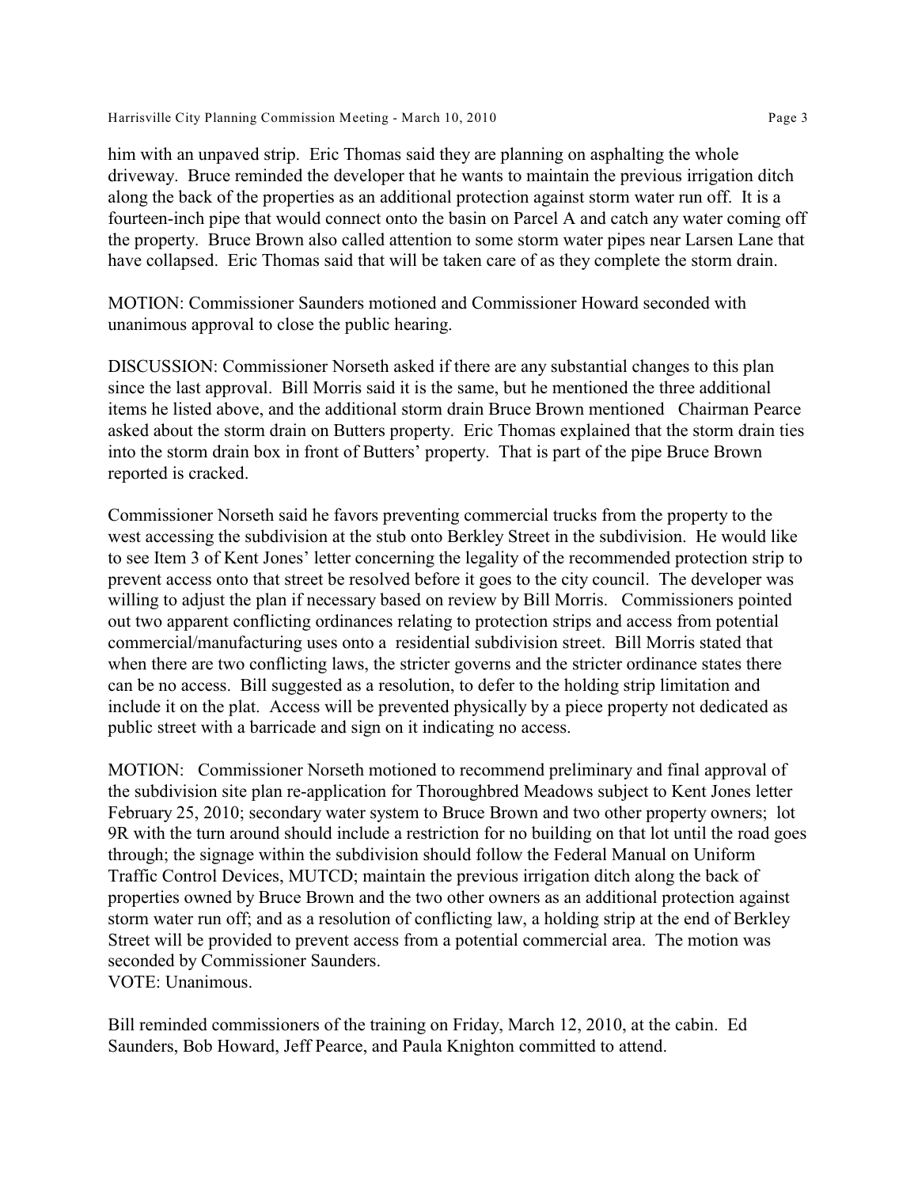him with an unpaved strip. Eric Thomas said they are planning on asphalting the whole driveway. Bruce reminded the developer that he wants to maintain the previous irrigation ditch along the back of the properties as an additional protection against storm water run off. It is a fourteen-inch pipe that would connect onto the basin on Parcel A and catch any water coming off the property. Bruce Brown also called attention to some storm water pipes near Larsen Lane that have collapsed. Eric Thomas said that will be taken care of as they complete the storm drain.

MOTION: Commissioner Saunders motioned and Commissioner Howard seconded with unanimous approval to close the public hearing.

DISCUSSION: Commissioner Norseth asked if there are any substantial changes to this plan since the last approval. Bill Morris said it is the same, but he mentioned the three additional items he listed above, and the additional storm drain Bruce Brown mentioned Chairman Pearce asked about the storm drain on Butters property. Eric Thomas explained that the storm drain ties into the storm drain box in front of Butters' property. That is part of the pipe Bruce Brown reported is cracked.

Commissioner Norseth said he favors preventing commercial trucks from the property to the west accessing the subdivision at the stub onto Berkley Street in the subdivision. He would like to see Item 3 of Kent Jones' letter concerning the legality of the recommended protection strip to prevent access onto that street be resolved before it goes to the city council. The developer was willing to adjust the plan if necessary based on review by Bill Morris. Commissioners pointed out two apparent conflicting ordinances relating to protection strips and access from potential commercial/manufacturing uses onto a residential subdivision street. Bill Morris stated that when there are two conflicting laws, the stricter governs and the stricter ordinance states there can be no access. Bill suggested as a resolution, to defer to the holding strip limitation and include it on the plat. Access will be prevented physically by a piece property not dedicated as public street with a barricade and sign on it indicating no access.

MOTION: Commissioner Norseth motioned to recommend preliminary and final approval of the subdivision site plan re-application for Thoroughbred Meadows subject to Kent Jones letter February 25, 2010; secondary water system to Bruce Brown and two other property owners; lot 9R with the turn around should include a restriction for no building on that lot until the road goes through; the signage within the subdivision should follow the Federal Manual on Uniform Traffic Control Devices, MUTCD; maintain the previous irrigation ditch along the back of properties owned by Bruce Brown and the two other owners as an additional protection against storm water run off; and as a resolution of conflicting law, a holding strip at the end of Berkley Street will be provided to prevent access from a potential commercial area. The motion was seconded by Commissioner Saunders.
VOTE: Unanimous.

Bill reminded commissioners of the training on Friday, March 12, 2010, at the cabin. Ed Saunders, Bob Howard, Jeff Pearce, and Paula Knighton committed to attend.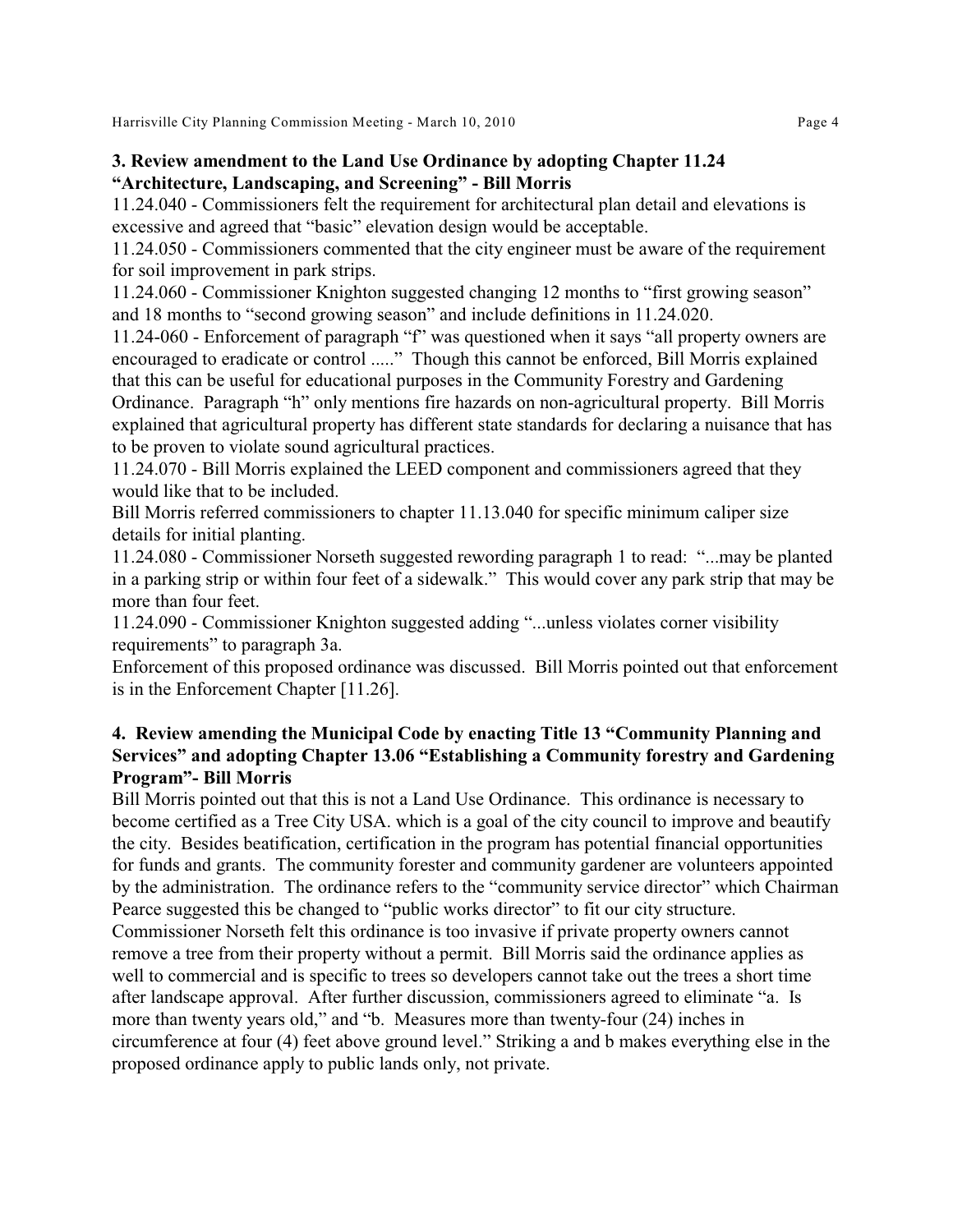### 3. Review amendment to the Land Use Ordinance by adopting Chapter 11.24 "Architecture, Landscaping, and Screening" - Bill Morris

11.24.040 - Commissioners felt the requirement for architectural plan detail and elevations is excessive and agreed that "basic" elevation design would be acceptable.

11.24.050 - Commissioners commented that the city engineer must be aware of the requirement for soil improvement in park strips.

11.24.060 - Commissioner Knighton suggested changing 12 months to "first growing season" and 18 months to "second growing season" and include definitions in 11.24.020.

11.24-060 - Enforcement of paragraph "f" was questioned when it says "all property owners are encouraged to eradicate or control ....." Though this cannot be enforced, Bill Morris explained that this can be useful for educational purposes in the Community Forestry and Gardening Ordinance. Paragraph "h" only mentions fire hazards on non-agricultural property. Bill Morris explained that agricultural property has different state standards for declaring a nuisance that has to be proven to violate sound agricultural practices.

11.24.070 - Bill Morris explained the LEED component and commissioners agreed that they would like that to be included.

Bill Morris referred commissioners to chapter 11.13.040 for specific minimum caliper size details for initial planting.

11.24.080 - Commissioner Norseth suggested rewording paragraph 1 to read: "...may be planted in a parking strip or within four feet of a sidewalk." This would cover any park strip that may be more than four feet.

11.24.090 - Commissioner Knighton suggested adding "...unless violates corner visibility requirements" to paragraph 3a.

Enforcement of this proposed ordinance was discussed. Bill Morris pointed out that enforcement is in the Enforcement Chapter [11.26].

### 4. Review amending the Municipal Code by enacting Title 13 "Community Planning and Services" and adopting Chapter 13.06 "Establishing a Community forestry and Gardening Program"- Bill Morris

Bill Morris pointed out that this is not a Land Use Ordinance. This ordinance is necessary to become certified as a Tree City USA. which is a goal of the city council to improve and beautify the city. Besides beatification, certification in the program has potential financial opportunities for funds and grants. The community forester and community gardener are volunteers appointed by the administration. The ordinance refers to the "community service director" which Chairman Pearce suggested this be changed to "public works director" to fit our city structure. Commissioner Norseth felt this ordinance is too invasive if private property owners cannot remove a tree from their property without a permit. Bill Morris said the ordinance applies as well to commercial and is specific to trees so developers cannot take out the trees a short time after landscape approval. After further discussion, commissioners agreed to eliminate "a. Is more than twenty years old," and "b. Measures more than twenty-four (24) inches in circumference at four (4) feet above ground level." Striking a and b makes everything else in the proposed ordinance apply to public lands only, not private.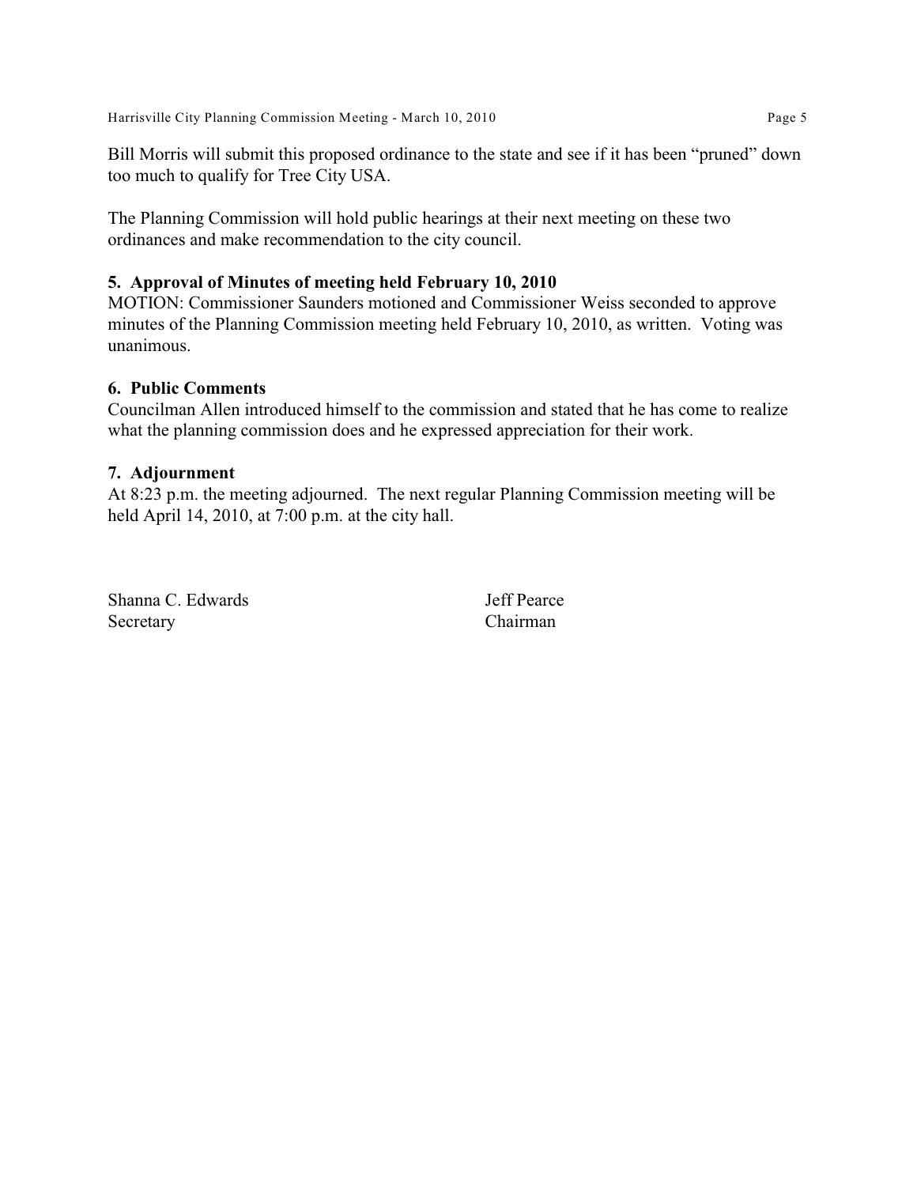Bill Morris will submit this proposed ordinance to the state and see if it has been "pruned" down too much to qualify for Tree City USA.

The Planning Commission will hold public hearings at their next meeting on these two ordinances and make recommendation to the city council.

**5. Approval of Minutes of meeting held February 10, 2010**

MOTION: Commissioner Saunders motioned and Commissioner Weiss seconded to approve minutes of the Planning Commission meeting held February 10, 2010, as written. Voting was unanimous.

**6. Public Comments**

Councilman Allen introduced himself to the commission and stated that he has come to realize what the planning commission does and he expressed appreciation for their work.

**7. Adjournment**

At 8:23 p.m. the meeting adjourned. The next regular Planning Commission meeting will be held April 14, 2010, at 7:00 p.m. at the city hall.

Shanna C. Edwards
Secretary

Jeff Pearce
Chairman